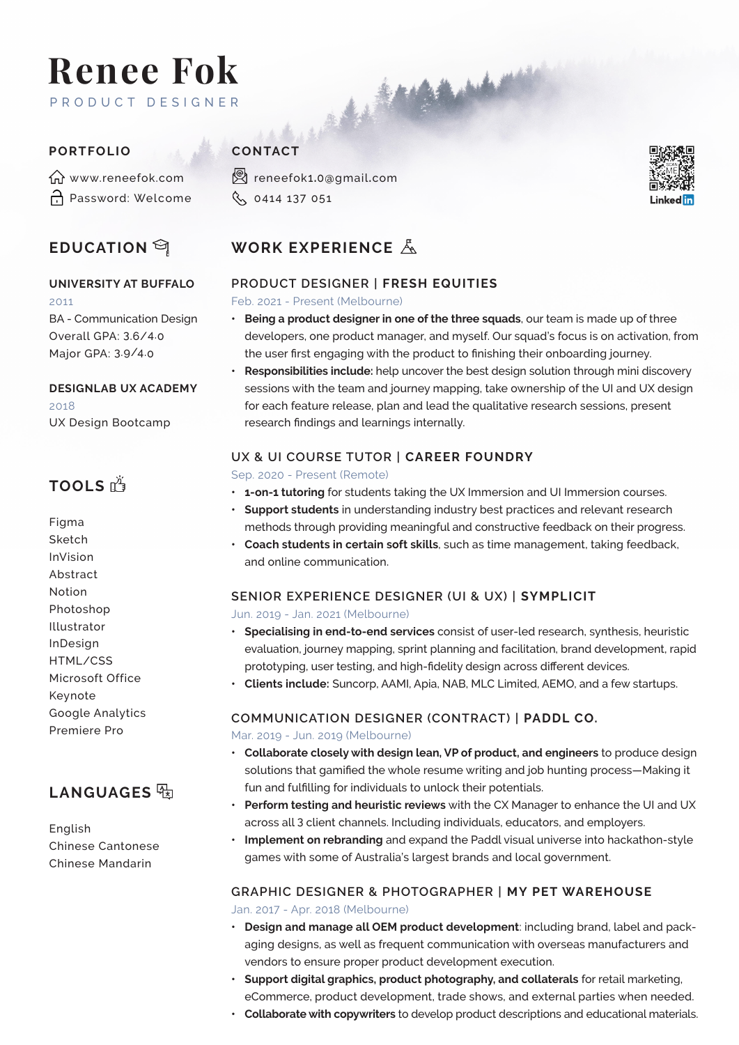# Renee Fok

PRODUCT DESIGNER

## PORTFOLIO

www.reneefok.com
Password: Welcome

## CONTACT

reneefok1.0@gmail.com
0414 137 051

LinkedIn

## EDUCATION

**UNIVERSITY AT BUFFALO**
2011
BA - Communication Design
Overall GPA: 3.6/4.0
Major GPA: 3.9/4.0

**DESIGNLAB UX ACADEMY**
2018
UX Design Bootcamp

## TOOLS

Figma
Sketch
InVision
Abstract
Notion
Photoshop
Illustrator
InDesign
HTML/CSS
Microsoft Office
Keynote
Google Analytics
Premiere Pro

## LANGUAGES

English
Chinese Cantonese
Chinese Mandarin

## WORK EXPERIENCE

### PRODUCT DESIGNER | **FRESH EQUITIES**

Feb. 2021 - Present (Melbourne)

- **Being a product designer in one of the three squads**, our team is made up of three developers, one product manager, and myself. Our squad's focus is on activation, from the user first engaging with the product to finishing their onboarding journey.
- **Responsibilities include:** help uncover the best design solution through mini discovery sessions with the team and journey mapping, take ownership of the UI and UX design for each feature release, plan and lead the qualitative research sessions, present research findings and learnings internally.

### UX & UI COURSE TUTOR | **CAREER FOUNDRY**

Sep. 2020 - Present (Remote)

- **1-on-1 tutoring** for students taking the UX Immersion and UI Immersion courses.
- **Support students** in understanding industry best practices and relevant research methods through providing meaningful and constructive feedback on their progress.
- **Coach students in certain soft skills**, such as time management, taking feedback, and online communication.

### SENIOR EXPERIENCE DESIGNER (UI & UX) | **SYMPLICIT**

Jun. 2019 - Jan. 2021 (Melbourne)

- **Specialising in end-to-end services** consist of user-led research, synthesis, heuristic evaluation, journey mapping, sprint planning and facilitation, brand development, rapid prototyping, user testing, and high-fidelity design across different devices.
- **Clients include:** Suncorp, AAMI, Apia, NAB, MLC Limited, AEMO, and a few startups.

### COMMUNICATION DESIGNER (CONTRACT) | **PADDL CO.**

Mar. 2019 - Jun. 2019 (Melbourne)

- **Collaborate closely with design lean, VP of product, and engineers** to produce design solutions that gamified the whole resume writing and job hunting process—Making it fun and fulfilling for individuals to unlock their potentials.
- **Perform testing and heuristic reviews** with the CX Manager to enhance the UI and UX across all 3 client channels. Including individuals, educators, and employers.
- **Implement on rebranding** and expand the Paddl visual universe into hackathon-style games with some of Australia's largest brands and local government.

### GRAPHIC DESIGNER & PHOTOGRAPHER | **MY PET WAREHOUSE**

Jan. 2017 - Apr. 2018 (Melbourne)

- **Design and manage all OEM product development**: including brand, label and packaging designs, as well as frequent communication with overseas manufacturers and vendors to ensure proper product development execution.
- **Support digital graphics, product photography, and collaterals** for retail marketing, eCommerce, product development, trade shows, and external parties when needed.
- **Collaborate with copywriters** to develop product descriptions and educational materials.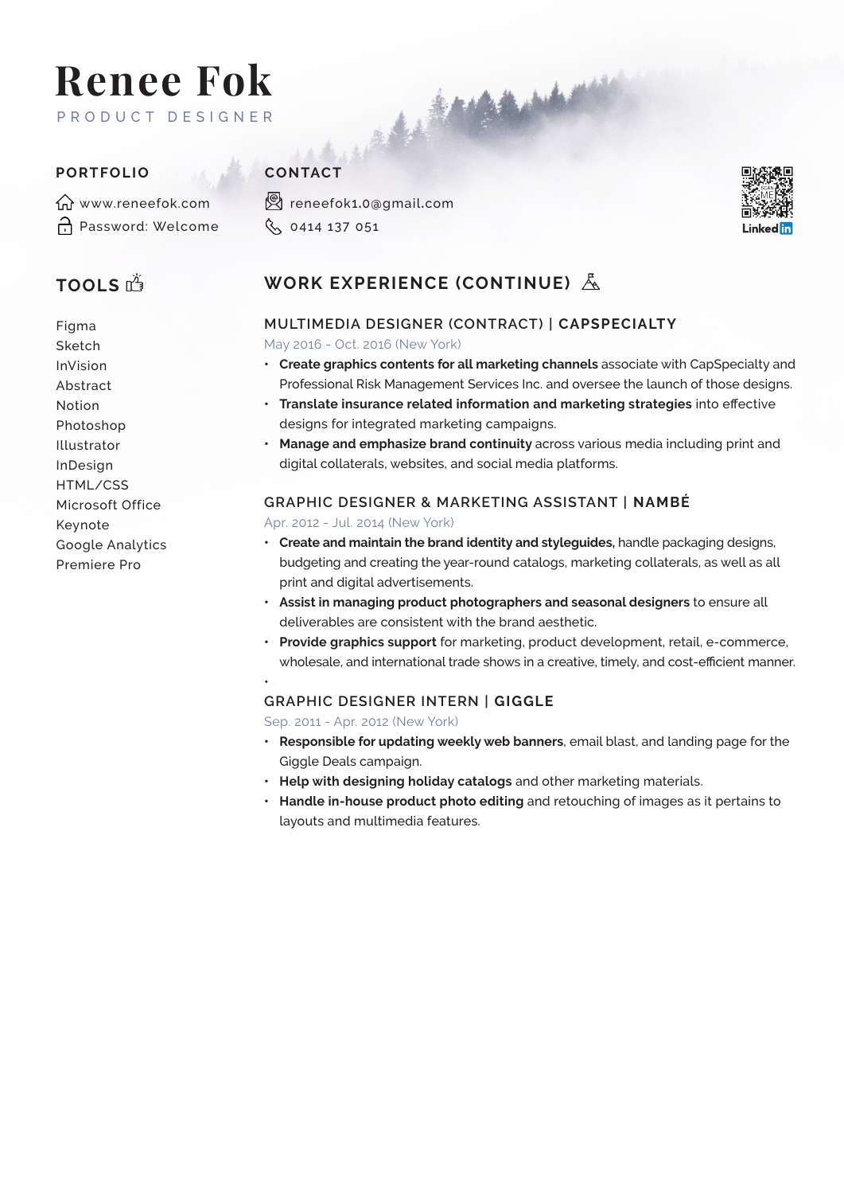# Renee Fok

PRODUCT DESIGNER

## PORTFOLIO

www.reneefok.com

Password: Welcome

## CONTACT

reneefok1.0@gmail.com

0414 137 051

SCAN ME

LinkedIn

## TOOLS

Figma
Sketch
InVision
Abstract
Notion
Photoshop
Illustrator
InDesign
HTML/CSS
Microsoft Office
Keynote
Google Analytics
Premiere Pro

## WORK EXPERIENCE (CONTINUE)

### MULTIMEDIA DESIGNER (CONTRACT) | CAPSPECIALTY

May 2016 - Oct. 2016 (New York)

- **Create graphics contents for all marketing channels** associate with CapSpecialty and Professional Risk Management Services Inc. and oversee the launch of those designs.
- **Translate insurance related information and marketing strategies** into effective designs for integrated marketing campaigns.
- **Manage and emphasize brand continuity** across various media including print and digital collaterals, websites, and social media platforms.

### GRAPHIC DESIGNER & MARKETING ASSISTANT | NAMBÉ

Apr. 2012 - Jul. 2014 (New York)

- **Create and maintain the brand identity and styleguides,** handle packaging designs, budgeting and creating the year-round catalogs, marketing collaterals, as well as all print and digital advertisements.
- **Assist in managing product photographers and seasonal designers** to ensure all deliverables are consistent with the brand aesthetic.
- **Provide graphics support** for marketing, product development, retail, e-commerce, wholesale, and international trade shows in a creative, timely, and cost-efficient manner.

### GRAPHIC DESIGNER INTERN | GIGGLE

Sep. 2011 - Apr. 2012 (New York)

- **Responsible for updating weekly web banners**, email blast, and landing page for the Giggle Deals campaign.
- **Help with designing holiday catalogs** and other marketing materials.
- **Handle in-house product photo editing** and retouching of images as it pertains to layouts and multimedia features.